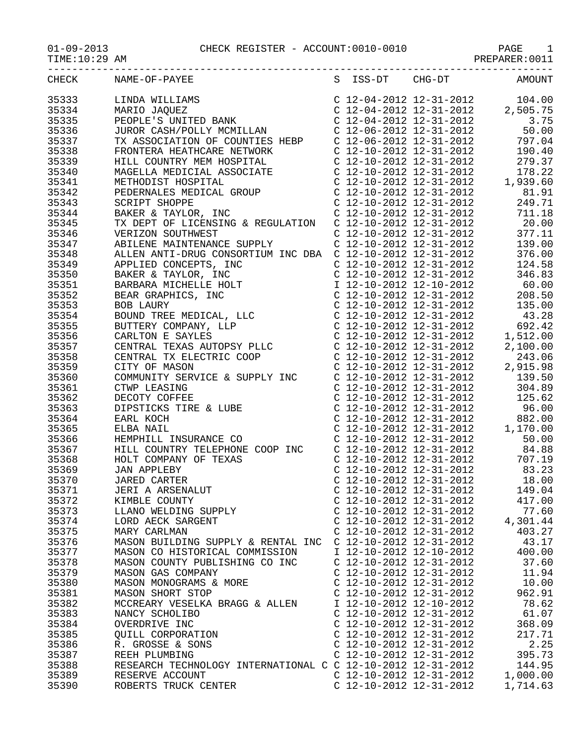01-09-2013 CHECK REGISTER - ACCOUNT:0010-0010 PAGE 1

TIME:10:29 AM PREPARER:0011

| CHECK | NAME-OF-PAYEE | S | ISS-DT | CHG-DT | AMOUNT |
|---|---|---|---|---|---|
| 35333 | LINDA WILLIAMS | C | 12-04-2012 | 12-31-2012 | 104.00 |
| 35334 | MARIO JAQUEZ | C | 12-04-2012 | 12-31-2012 | 2,505.75 |
| 35335 | PEOPLE'S UNITED BANK | C | 12-04-2012 | 12-31-2012 | 3.75 |
| 35336 | JUROR CASH/POLLY MCMILLAN | C | 12-06-2012 | 12-31-2012 | 50.00 |
| 35337 | TX ASSOCIATION OF COUNTIES HEBP | C | 12-06-2012 | 12-31-2012 | 797.04 |
| 35338 | FRONTERA HEATHCARE NETWORK | C | 12-10-2012 | 12-31-2012 | 190.40 |
| 35339 | HILL COUNTRY MEM HOSPITAL | C | 12-10-2012 | 12-31-2012 | 279.37 |
| 35340 | MAGELLA MEDICIAL ASSOCIATE | C | 12-10-2012 | 12-31-2012 | 178.22 |
| 35341 | METHODIST HOSPITAL | C | 12-10-2012 | 12-31-2012 | 1,939.60 |
| 35342 | PEDERNALES MEDICAL GROUP | C | 12-10-2012 | 12-31-2012 | 81.91 |
| 35343 | SCRIPT SHOPPE | C | 12-10-2012 | 12-31-2012 | 249.71 |
| 35344 | BAKER & TAYLOR, INC | C | 12-10-2012 | 12-31-2012 | 711.18 |
| 35345 | TX DEPT OF LICENSING & REGULATION | C | 12-10-2012 | 12-31-2012 | 20.00 |
| 35346 | VERIZON SOUTHWEST | C | 12-10-2012 | 12-31-2012 | 377.11 |
| 35347 | ABILENE MAINTENANCE SUPPLY | C | 12-10-2012 | 12-31-2012 | 139.00 |
| 35348 | ALLEN ANTI-DRUG CONSORTIUM INC DBA | C | 12-10-2012 | 12-31-2012 | 376.00 |
| 35349 | APPLIED CONCEPTS, INC | C | 12-10-2012 | 12-31-2012 | 124.58 |
| 35350 | BAKER & TAYLOR, INC | C | 12-10-2012 | 12-31-2012 | 346.83 |
| 35351 | BARBARA MICHELLE HOLT | I | 12-10-2012 | 12-10-2012 | 60.00 |
| 35352 | BEAR GRAPHICS, INC | C | 12-10-2012 | 12-31-2012 | 208.50 |
| 35353 | BOB LAURY | C | 12-10-2012 | 12-31-2012 | 135.00 |
| 35354 | BOUND TREE MEDICAL, LLC | C | 12-10-2012 | 12-31-2012 | 43.28 |
| 35355 | BUTTERY COMPANY, LLP | C | 12-10-2012 | 12-31-2012 | 692.42 |
| 35356 | CARLTON E SAYLES | C | 12-10-2012 | 12-31-2012 | 1,512.00 |
| 35357 | CENTRAL TEXAS AUTOPSY PLLC | C | 12-10-2012 | 12-31-2012 | 2,100.00 |
| 35358 | CENTRAL TX ELECTRIC COOP | C | 12-10-2012 | 12-31-2012 | 243.06 |
| 35359 | CITY OF MASON | C | 12-10-2012 | 12-31-2012 | 2,915.98 |
| 35360 | COMMUNITY SERVICE & SUPPLY INC | C | 12-10-2012 | 12-31-2012 | 139.50 |
| 35361 | CTWP LEASING | C | 12-10-2012 | 12-31-2012 | 304.89 |
| 35362 | DECOTY COFFEE | C | 12-10-2012 | 12-31-2012 | 125.62 |
| 35363 | DIPSTICKS TIRE & LUBE | C | 12-10-2012 | 12-31-2012 | 96.00 |
| 35364 | EARL KOCH | C | 12-10-2012 | 12-31-2012 | 882.00 |
| 35365 | ELBA NAIL | C | 12-10-2012 | 12-31-2012 | 1,170.00 |
| 35366 | HEMPHILL INSURANCE CO | C | 12-10-2012 | 12-31-2012 | 50.00 |
| 35367 | HILL COUNTRY TELEPHONE COOP INC | C | 12-10-2012 | 12-31-2012 | 84.88 |
| 35368 | HOLT COMPANY OF TEXAS | C | 12-10-2012 | 12-31-2012 | 707.19 |
| 35369 | JAN APPLEBY | C | 12-10-2012 | 12-31-2012 | 83.23 |
| 35370 | JARED CARTER | C | 12-10-2012 | 12-31-2012 | 18.00 |
| 35371 | JERI A ARSENALUT | C | 12-10-2012 | 12-31-2012 | 149.04 |
| 35372 | KIMBLE COUNTY | C | 12-10-2012 | 12-31-2012 | 417.00 |
| 35373 | LLANO WELDING SUPPLY | C | 12-10-2012 | 12-31-2012 | 77.60 |
| 35374 | LORD AECK SARGENT | C | 12-10-2012 | 12-31-2012 | 4,301.44 |
| 35375 | MARY CARLMAN | C | 12-10-2012 | 12-31-2012 | 403.27 |
| 35376 | MASON BUILDING SUPPLY & RENTAL INC | C | 12-10-2012 | 12-31-2012 | 43.17 |
| 35377 | MASON CO HISTORICAL COMMISSION | I | 12-10-2012 | 12-10-2012 | 400.00 |
| 35378 | MASON COUNTY PUBLISHING CO INC | C | 12-10-2012 | 12-31-2012 | 37.60 |
| 35379 | MASON GAS COMPANY | C | 12-10-2012 | 12-31-2012 | 11.94 |
| 35380 | MASON MONOGRAMS & MORE | C | 12-10-2012 | 12-31-2012 | 10.00 |
| 35381 | MASON SHORT STOP | C | 12-10-2012 | 12-31-2012 | 962.91 |
| 35382 | MCCREARY VESELKA BRAGG & ALLEN | I | 12-10-2012 | 12-10-2012 | 78.62 |
| 35383 | NANCY SCHOLIBO | C | 12-10-2012 | 12-31-2012 | 61.07 |
| 35384 | OVERDRIVE INC | C | 12-10-2012 | 12-31-2012 | 368.09 |
| 35385 | QUILL CORPORATION | C | 12-10-2012 | 12-31-2012 | 217.71 |
| 35386 | R. GROSSE & SONS | C | 12-10-2012 | 12-31-2012 | 2.25 |
| 35387 | REEH PLUMBING | C | 12-10-2012 | 12-31-2012 | 395.73 |
| 35388 | RESEARCH TECHNOLOGY INTERNATIONAL C | C | 12-10-2012 | 12-31-2012 | 144.95 |
| 35389 | RESERVE ACCOUNT | C | 12-10-2012 | 12-31-2012 | 1,000.00 |
| 35390 | ROBERTS TRUCK CENTER | C | 12-10-2012 | 12-31-2012 | 1,714.63 |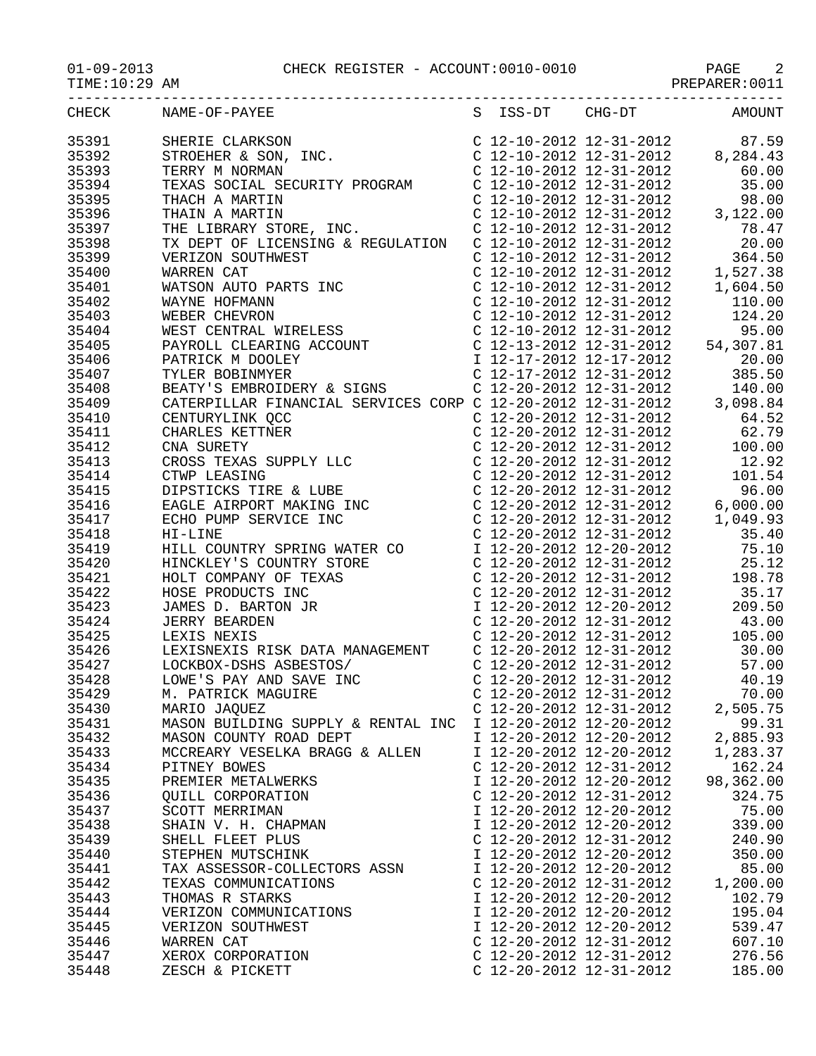CHECK REGISTER - ACCOUNT:0010-0010

01-09-2013
TIME:10:29 AM
PREPARER:0011

| CHECK | NAME-OF-PAYEE | S | ISS-DT | CHG-DT | AMOUNT |
|---|---|---|---|---|---|
| 35391 | SHERIE CLARKSON | C | 12-10-2012 | 12-31-2012 | 87.59 |
| 35392 | STROEHER & SON, INC. | C | 12-10-2012 | 12-31-2012 | 8,284.43 |
| 35393 | TERRY M NORMAN | C | 12-10-2012 | 12-31-2012 | 60.00 |
| 35394 | TEXAS SOCIAL SECURITY PROGRAM | C | 12-10-2012 | 12-31-2012 | 35.00 |
| 35395 | THACH A MARTIN | C | 12-10-2012 | 12-31-2012 | 98.00 |
| 35396 | THAIN A MARTIN | C | 12-10-2012 | 12-31-2012 | 3,122.00 |
| 35397 | THE LIBRARY STORE, INC. | C | 12-10-2012 | 12-31-2012 | 78.47 |
| 35398 | TX DEPT OF LICENSING & REGULATION | C | 12-10-2012 | 12-31-2012 | 20.00 |
| 35399 | VERIZON SOUTHWEST | C | 12-10-2012 | 12-31-2012 | 364.50 |
| 35400 | WARREN CAT | C | 12-10-2012 | 12-31-2012 | 1,527.38 |
| 35401 | WATSON AUTO PARTS INC | C | 12-10-2012 | 12-31-2012 | 1,604.50 |
| 35402 | WAYNE HOFMANN | C | 12-10-2012 | 12-31-2012 | 110.00 |
| 35403 | WEBER CHEVRON | C | 12-10-2012 | 12-31-2012 | 124.20 |
| 35404 | WEST CENTRAL WIRELESS | C | 12-10-2012 | 12-31-2012 | 95.00 |
| 35405 | PAYROLL CLEARING ACCOUNT | C | 12-13-2012 | 12-31-2012 | 54,307.81 |
| 35406 | PATRICK M DOOLEY | I | 12-17-2012 | 12-17-2012 | 20.00 |
| 35407 | TYLER BOBINMYER | C | 12-17-2012 | 12-31-2012 | 385.50 |
| 35408 | BEATY'S EMBROIDERY & SIGNS | C | 12-20-2012 | 12-31-2012 | 140.00 |
| 35409 | CATERPILLAR FINANCIAL SERVICES CORP | C | 12-20-2012 | 12-31-2012 | 3,098.84 |
| 35410 | CENTURYLINK QCC | C | 12-20-2012 | 12-31-2012 | 64.52 |
| 35411 | CHARLES KETTNER | C | 12-20-2012 | 12-31-2012 | 62.79 |
| 35412 | CNA SURETY | C | 12-20-2012 | 12-31-2012 | 100.00 |
| 35413 | CROSS TEXAS SUPPLY LLC | C | 12-20-2012 | 12-31-2012 | 12.92 |
| 35414 | CTWP LEASING | C | 12-20-2012 | 12-31-2012 | 101.54 |
| 35415 | DIPSTICKS TIRE & LUBE | C | 12-20-2012 | 12-31-2012 | 96.00 |
| 35416 | EAGLE AIRPORT MAKING INC | C | 12-20-2012 | 12-31-2012 | 6,000.00 |
| 35417 | ECHO PUMP SERVICE INC | C | 12-20-2012 | 12-31-2012 | 1,049.93 |
| 35418 | HI-LINE | C | 12-20-2012 | 12-31-2012 | 35.40 |
| 35419 | HILL COUNTRY SPRING WATER CO | I | 12-20-2012 | 12-20-2012 | 75.10 |
| 35420 | HINCKLEY'S COUNTRY STORE | C | 12-20-2012 | 12-31-2012 | 25.12 |
| 35421 | HOLT COMPANY OF TEXAS | C | 12-20-2012 | 12-31-2012 | 198.78 |
| 35422 | HOSE PRODUCTS INC | C | 12-20-2012 | 12-31-2012 | 35.17 |
| 35423 | JAMES D. BARTON JR | I | 12-20-2012 | 12-20-2012 | 209.50 |
| 35424 | JERRY BEARDEN | C | 12-20-2012 | 12-31-2012 | 43.00 |
| 35425 | LEXIS NEXIS | C | 12-20-2012 | 12-31-2012 | 105.00 |
| 35426 | LEXISNEXIS RISK DATA MANAGEMENT | C | 12-20-2012 | 12-31-2012 | 30.00 |
| 35427 | LOCKBOX-DSHS ASBESTOS/ | C | 12-20-2012 | 12-31-2012 | 57.00 |
| 35428 | LOWE'S PAY AND SAVE INC | C | 12-20-2012 | 12-31-2012 | 40.19 |
| 35429 | M. PATRICK MAGUIRE | C | 12-20-2012 | 12-31-2012 | 70.00 |
| 35430 | MARIO JAQUEZ | C | 12-20-2012 | 12-31-2012 | 2,505.75 |
| 35431 | MASON BUILDING SUPPLY & RENTAL INC | I | 12-20-2012 | 12-20-2012 | 99.31 |
| 35432 | MASON COUNTY ROAD DEPT | I | 12-20-2012 | 12-20-2012 | 2,885.93 |
| 35433 | MCCREARY VESELKA BRAGG & ALLEN | I | 12-20-2012 | 12-20-2012 | 1,283.37 |
| 35434 | PITNEY BOWES | C | 12-20-2012 | 12-31-2012 | 162.24 |
| 35435 | PREMIER METALWERKS | I | 12-20-2012 | 12-20-2012 | 98,362.00 |
| 35436 | QUILL CORPORATION | C | 12-20-2012 | 12-31-2012 | 324.75 |
| 35437 | SCOTT MERRIMAN | I | 12-20-2012 | 12-20-2012 | 75.00 |
| 35438 | SHAIN V. H. CHAPMAN | I | 12-20-2012 | 12-20-2012 | 339.00 |
| 35439 | SHELL FLEET PLUS | C | 12-20-2012 | 12-31-2012 | 240.90 |
| 35440 | STEPHEN MUTSCHINK | I | 12-20-2012 | 12-20-2012 | 350.00 |
| 35441 | TAX ASSESSOR-COLLECTORS ASSN | I | 12-20-2012 | 12-20-2012 | 85.00 |
| 35442 | TEXAS COMMUNICATIONS | C | 12-20-2012 | 12-31-2012 | 1,200.00 |
| 35443 | THOMAS R STARKS | I | 12-20-2012 | 12-20-2012 | 102.79 |
| 35444 | VERIZON COMMUNICATIONS | I | 12-20-2012 | 12-20-2012 | 195.04 |
| 35445 | VERIZON SOUTHWEST | I | 12-20-2012 | 12-20-2012 | 539.47 |
| 35446 | WARREN CAT | C | 12-20-2012 | 12-31-2012 | 607.10 |
| 35447 | XEROX CORPORATION | C | 12-20-2012 | 12-31-2012 | 276.56 |
| 35448 | ZESCH & PICKETT | C | 12-20-2012 | 12-31-2012 | 185.00 |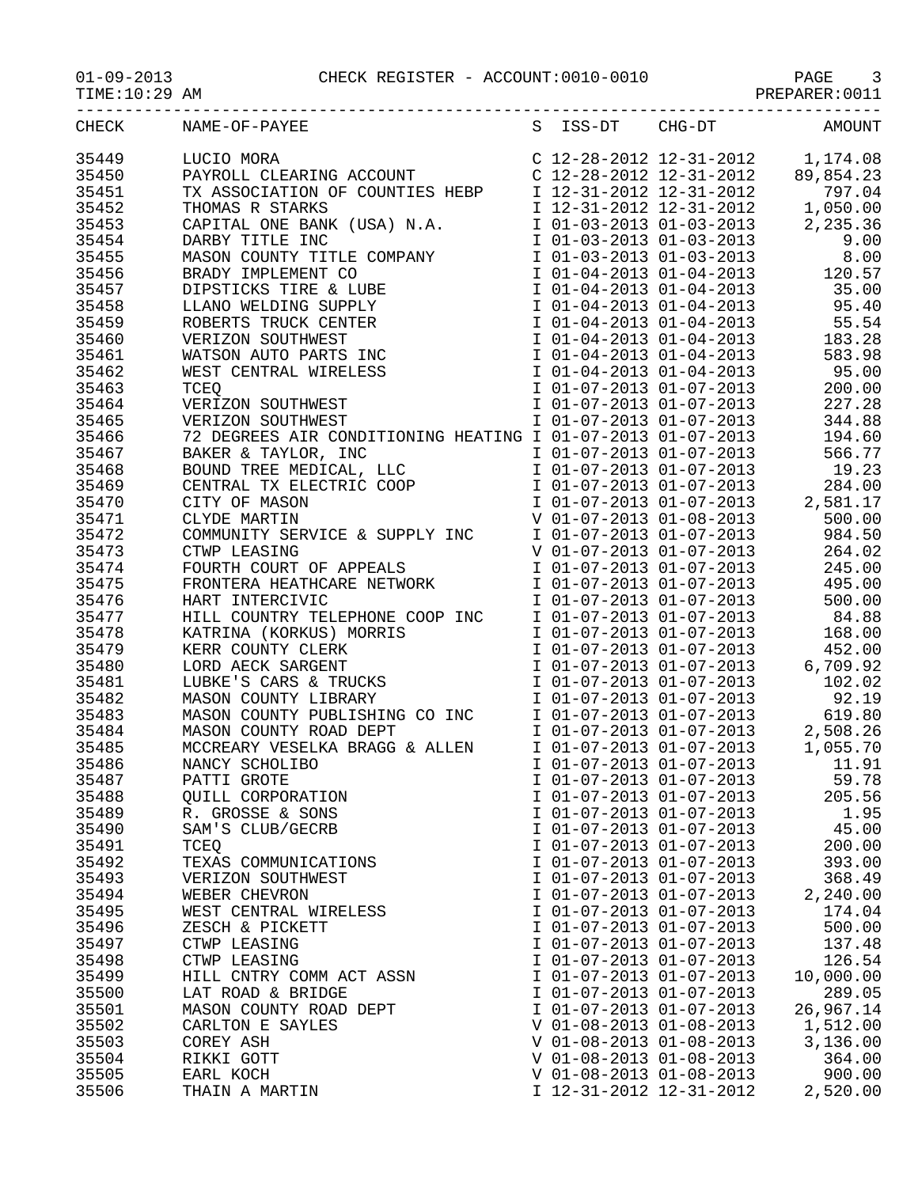01-09-2013 CHECK REGISTER - ACCOUNT:0010-0010

TIME:10:29 AM PREPARER:0011

| CHECK | NAME-OF-PAYEE | S | ISS-DT | CHG-DT | AMOUNT |
|---|---|---|---|---|---|
| 35449 | LUCIO MORA | C | 12-28-2012 | 12-31-2012 | 1,174.08 |
| 35450 | PAYROLL CLEARING ACCOUNT | C | 12-28-2012 | 12-31-2012 | 89,854.23 |
| 35451 | TX ASSOCIATION OF COUNTIES HEBP | I | 12-31-2012 | 12-31-2012 | 797.04 |
| 35452 | THOMAS R STARKS | I | 12-31-2012 | 12-31-2012 | 1,050.00 |
| 35453 | CAPITAL ONE BANK (USA) N.A. | I | 01-03-2013 | 01-03-2013 | 2,235.36 |
| 35454 | DARBY TITLE INC | I | 01-03-2013 | 01-03-2013 | 9.00 |
| 35455 | MASON COUNTY TITLE COMPANY | I | 01-03-2013 | 01-03-2013 | 8.00 |
| 35456 | BRADY IMPLEMENT CO | I | 01-04-2013 | 01-04-2013 | 120.57 |
| 35457 | DIPSTICKS TIRE & LUBE | I | 01-04-2013 | 01-04-2013 | 35.00 |
| 35458 | LLANO WELDING SUPPLY | I | 01-04-2013 | 01-04-2013 | 95.40 |
| 35459 | ROBERTS TRUCK CENTER | I | 01-04-2013 | 01-04-2013 | 55.54 |
| 35460 | VERIZON SOUTHWEST | I | 01-04-2013 | 01-04-2013 | 183.28 |
| 35461 | WATSON AUTO PARTS INC | I | 01-04-2013 | 01-04-2013 | 583.98 |
| 35462 | WEST CENTRAL WIRELESS | I | 01-04-2013 | 01-04-2013 | 95.00 |
| 35463 | TCEQ | I | 01-07-2013 | 01-07-2013 | 200.00 |
| 35464 | VERIZON SOUTHWEST | I | 01-07-2013 | 01-07-2013 | 227.28 |
| 35465 | VERIZON SOUTHWEST | I | 01-07-2013 | 01-07-2013 | 344.88 |
| 35466 | 72 DEGREES AIR CONDITIONING HEATING | I | 01-07-2013 | 01-07-2013 | 194.60 |
| 35467 | BAKER & TAYLOR, INC | I | 01-07-2013 | 01-07-2013 | 566.77 |
| 35468 | BOUND TREE MEDICAL, LLC | I | 01-07-2013 | 01-07-2013 | 19.23 |
| 35469 | CENTRAL TX ELECTRIC COOP | I | 01-07-2013 | 01-07-2013 | 284.00 |
| 35470 | CITY OF MASON | I | 01-07-2013 | 01-07-2013 | 2,581.17 |
| 35471 | CLYDE MARTIN | V | 01-07-2013 | 01-08-2013 | 500.00 |
| 35472 | COMMUNITY SERVICE & SUPPLY INC | I | 01-07-2013 | 01-07-2013 | 984.50 |
| 35473 | CTWP LEASING | V | 01-07-2013 | 01-07-2013 | 264.02 |
| 35474 | FOURTH COURT OF APPEALS | I | 01-07-2013 | 01-07-2013 | 245.00 |
| 35475 | FRONTERA HEATHCARE NETWORK | I | 01-07-2013 | 01-07-2013 | 495.00 |
| 35476 | HART INTERCIVIC | I | 01-07-2013 | 01-07-2013 | 500.00 |
| 35477 | HILL COUNTRY TELEPHONE COOP INC | I | 01-07-2013 | 01-07-2013 | 84.88 |
| 35478 | KATRINA (KORKUS) MORRIS | I | 01-07-2013 | 01-07-2013 | 168.00 |
| 35479 | KERR COUNTY CLERK | I | 01-07-2013 | 01-07-2013 | 452.00 |
| 35480 | LORD AECK SARGENT | I | 01-07-2013 | 01-07-2013 | 6,709.92 |
| 35481 | LUBKE'S CARS & TRUCKS | I | 01-07-2013 | 01-07-2013 | 102.02 |
| 35482 | MASON COUNTY LIBRARY | I | 01-07-2013 | 01-07-2013 | 92.19 |
| 35483 | MASON COUNTY PUBLISHING CO INC | I | 01-07-2013 | 01-07-2013 | 619.80 |
| 35484 | MASON COUNTY ROAD DEPT | I | 01-07-2013 | 01-07-2013 | 2,508.26 |
| 35485 | MCCREARY VESELKA BRAGG & ALLEN | I | 01-07-2013 | 01-07-2013 | 1,055.70 |
| 35486 | NANCY SCHOLIBO | I | 01-07-2013 | 01-07-2013 | 11.91 |
| 35487 | PATTI GROTE | I | 01-07-2013 | 01-07-2013 | 59.78 |
| 35488 | QUILL CORPORATION | I | 01-07-2013 | 01-07-2013 | 205.56 |
| 35489 | R. GROSSE & SONS | I | 01-07-2013 | 01-07-2013 | 1.95 |
| 35490 | SAM'S CLUB/GECRB | I | 01-07-2013 | 01-07-2013 | 45.00 |
| 35491 | TCEQ | I | 01-07-2013 | 01-07-2013 | 200.00 |
| 35492 | TEXAS COMMUNICATIONS | I | 01-07-2013 | 01-07-2013 | 393.00 |
| 35493 | VERIZON SOUTHWEST | I | 01-07-2013 | 01-07-2013 | 368.49 |
| 35494 | WEBER CHEVRON | I | 01-07-2013 | 01-07-2013 | 2,240.00 |
| 35495 | WEST CENTRAL WIRELESS | I | 01-07-2013 | 01-07-2013 | 174.04 |
| 35496 | ZESCH & PICKETT | I | 01-07-2013 | 01-07-2013 | 500.00 |
| 35497 | CTWP LEASING | I | 01-07-2013 | 01-07-2013 | 137.48 |
| 35498 | CTWP LEASING | I | 01-07-2013 | 01-07-2013 | 126.54 |
| 35499 | HILL CNTRY COMM ACT ASSN | I | 01-07-2013 | 01-07-2013 | 10,000.00 |
| 35500 | LAT ROAD & BRIDGE | I | 01-07-2013 | 01-07-2013 | 289.05 |
| 35501 | MASON COUNTY ROAD DEPT | I | 01-07-2013 | 01-07-2013 | 26,967.14 |
| 35502 | CARLTON E SAYLES | V | 01-08-2013 | 01-08-2013 | 1,512.00 |
| 35503 | COREY ASH | V | 01-08-2013 | 01-08-2013 | 3,136.00 |
| 35504 | RIKKI GOTT | V | 01-08-2013 | 01-08-2013 | 364.00 |
| 35505 | EARL KOCH | V | 01-08-2013 | 01-08-2013 | 900.00 |
| 35506 | THAIN A MARTIN | I | 12-31-2012 | 12-31-2012 | 2,520.00 |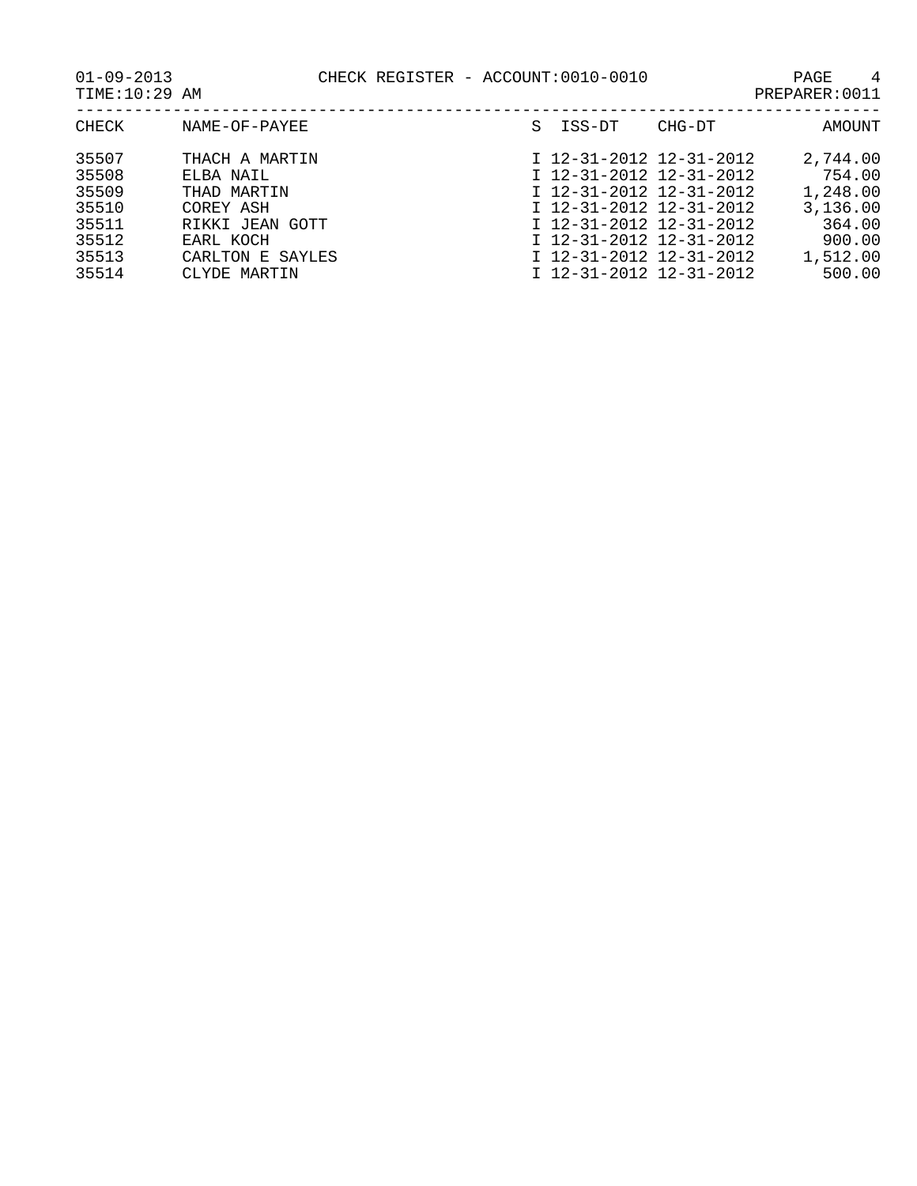CHECK REGISTER - ACCOUNT:0010-0010

01-09-2013
TIME:10:29 AM

PREPARER:0011

| CHECK | NAME-OF-PAYEE | S | ISS-DT | CHG-DT | AMOUNT |
|---|---|---|---|---|---|
| 35507 | THACH A MARTIN | I | 12-31-2012 | 12-31-2012 | 2,744.00 |
| 35508 | ELBA NAIL | I | 12-31-2012 | 12-31-2012 | 754.00 |
| 35509 | THAD MARTIN | I | 12-31-2012 | 12-31-2012 | 1,248.00 |
| 35510 | COREY ASH | I | 12-31-2012 | 12-31-2012 | 3,136.00 |
| 35511 | RIKKI JEAN GOTT | I | 12-31-2012 | 12-31-2012 | 364.00 |
| 35512 | EARL KOCH | I | 12-31-2012 | 12-31-2012 | 900.00 |
| 35513 | CARLTON E SAYLES | I | 12-31-2012 | 12-31-2012 | 1,512.00 |
| 35514 | CLYDE MARTIN | I | 12-31-2012 | 12-31-2012 | 500.00 |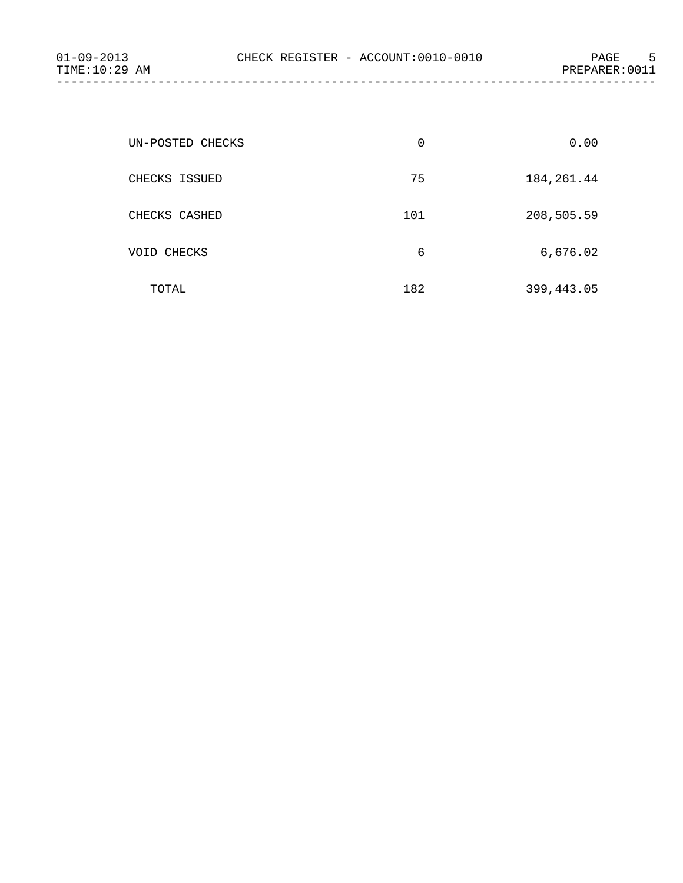| | | |
|---|---|---|
| UN-POSTED CHECKS | 0 | 0.00 |
| CHECKS ISSUED | 75 | 184,261.44 |
| CHECKS CASHED | 101 | 208,505.59 |
| VOID CHECKS | 6 | 6,676.02 |
| TOTAL | 182 | 399,443.05 |